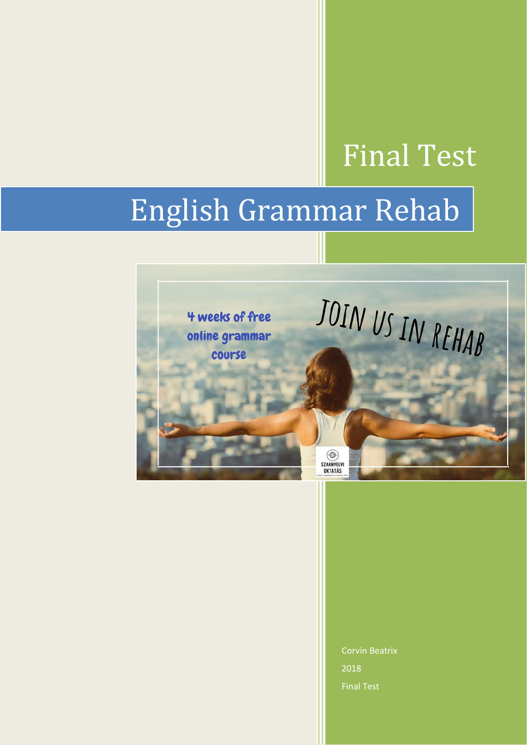# Final Test

# English Grammar Rehab

Corvin Beatrix

2018

Final Test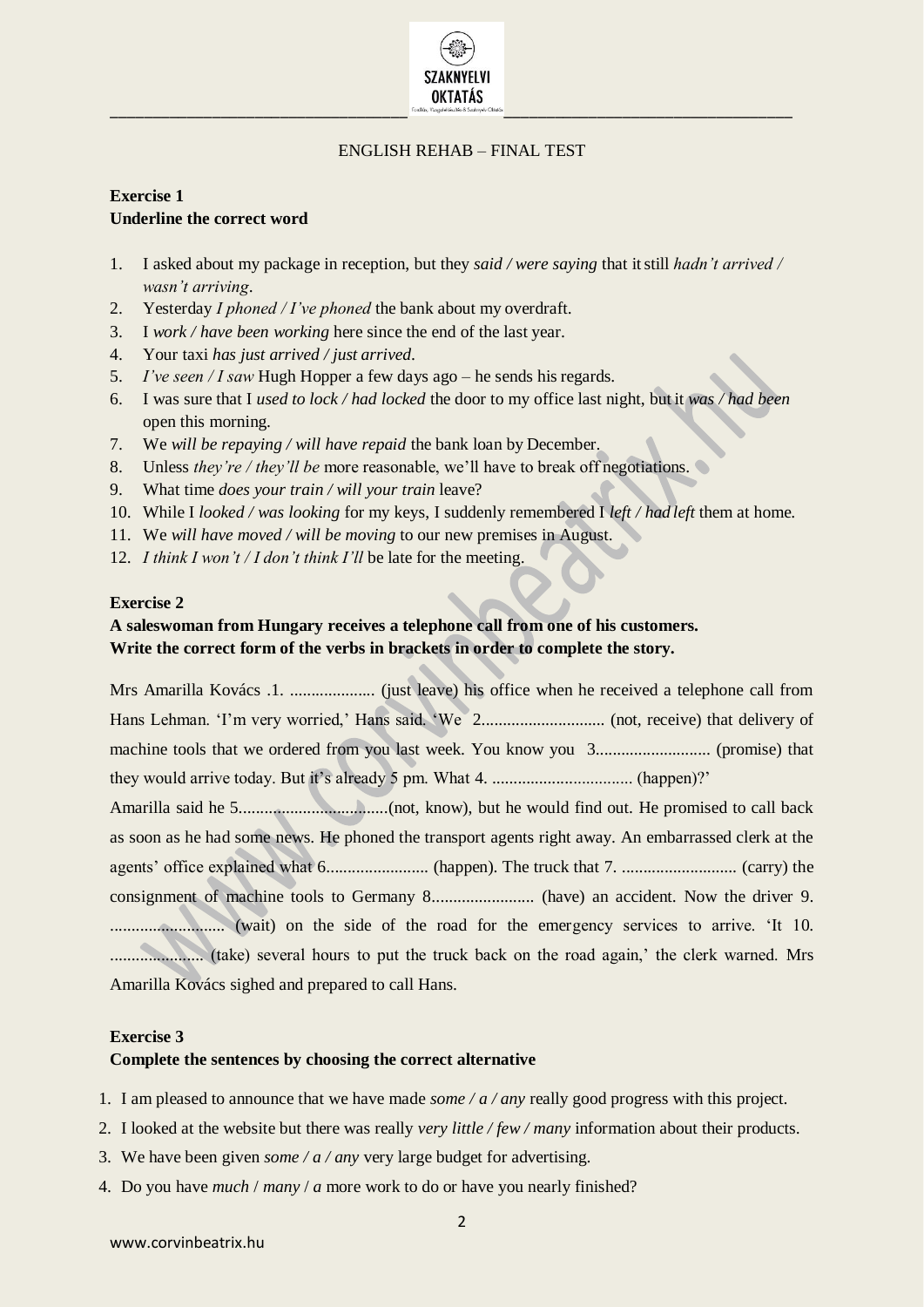ENGLISH REHAB – FINAL TEST

**Exercise 1**
**Underline the correct word**

1. I asked about my package in reception, but they *said / were saying* that it still *hadn't arrived / wasn't arriving*.
2. Yesterday *I phoned / I've phoned* the bank about my overdraft.
3. I *work / have been working* here since the end of the last year.
4. Your taxi *has just arrived / just arrived*.
5. *I've seen / I saw* Hugh Hopper a few days ago – he sends his regards.
6. I was sure that I *used to lock / had locked* the door to my office last night, but it *was / had been* open this morning.
7. We *will be repaying / will have repaid* the bank loan by December.
8. Unless *they're / they'll be* more reasonable, we'll have to break off negotiations.
9. What time *does your train / will your train* leave?
10. While I *looked / was looking* for my keys, I suddenly remembered I *left / had left* them at home.
11. We *will have moved / will be moving* to our new premises in August.
12. *I think I won't / I don't think I'll* be late for the meeting.

**Exercise 2**
**A saleswoman from Hungary receives a telephone call from one of his customers.**
**Write the correct form of the verbs in brackets in order to complete the story.**

Mrs Amarilla Kovács .1. .................... (just leave) his office when he received a telephone call from Hans Lehman. 'I'm very worried,' Hans said. 'We 2............................ (not, receive) that delivery of machine tools that we ordered from you last week. You know you 3........................... (promise) that they would arrive today. But it's already 5 pm. What 4. ................................. (happen)?'
Amarilla said he 5...................................(not, know), but he would find out. He promised to call back as soon as he had some news. He phoned the transport agents right away. An embarrassed clerk at the agents' office explained what 6........................ (happen). The truck that 7. ........................... (carry) the consignment of machine tools to Germany 8........................ (have) an accident. Now the driver 9. ........................... (wait) on the side of the road for the emergency services to arrive. 'It 10. ...................... (take) several hours to put the truck back on the road again,' the clerk warned. Mrs Amarilla Kovács sighed and prepared to call Hans.

**Exercise 3**
**Complete the sentences by choosing the correct alternative**

1. I am pleased to announce that we have made *some / a / any* really good progress with this project.
2. I looked at the website but there was really *very little / few / many* information about their products.
3. We have been given *some / a / any* very large budget for advertising.
4. Do you have *much* / *many* / *a* more work to do or have you nearly finished?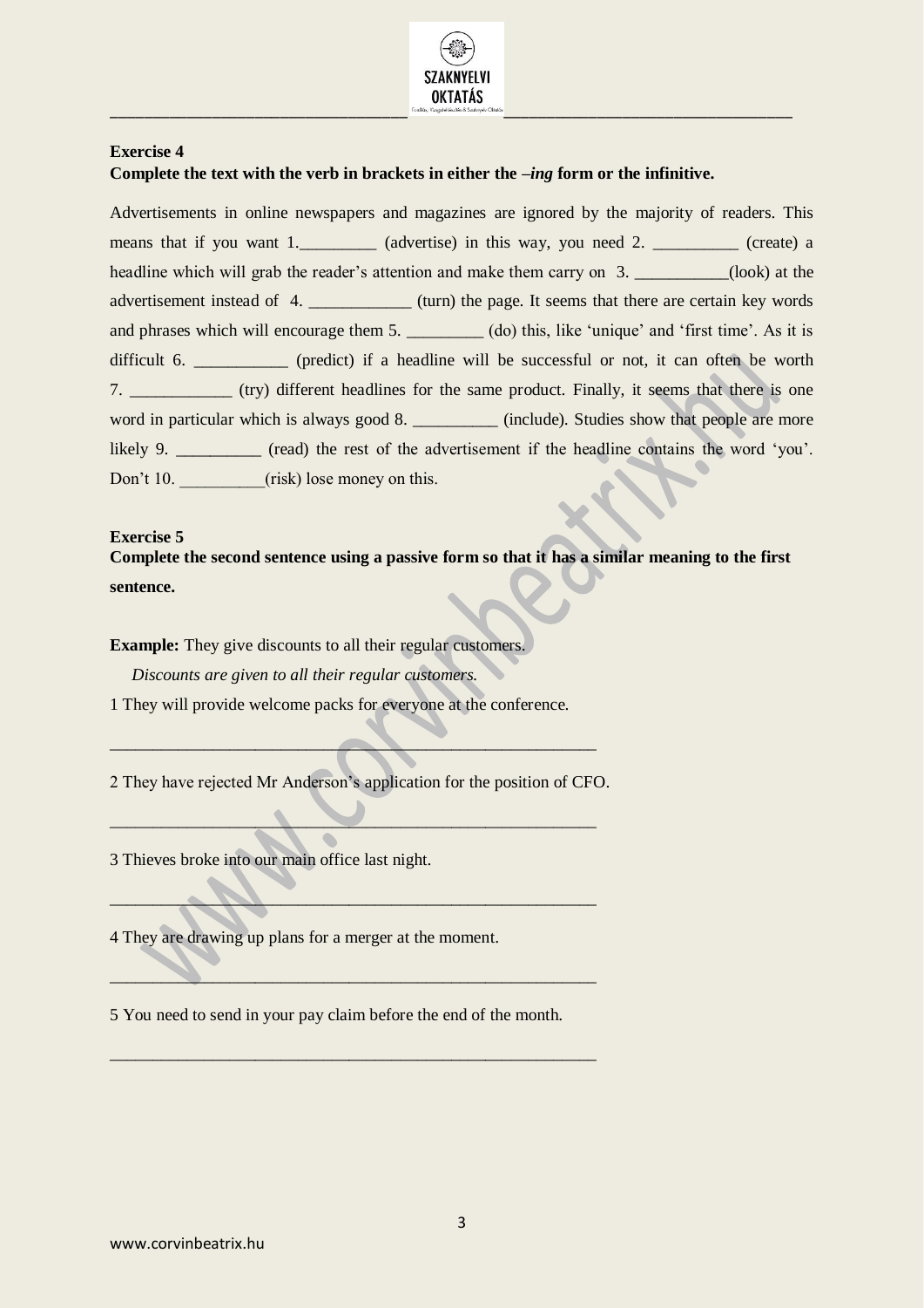**Exercise 4**

**Complete the text with the verb in brackets in either the *–ing* form or the infinitive.**

Advertisements in online newspapers and magazines are ignored by the majority of readers. This means that if you want 1.\_\_\_\_\_\_\_\_\_ (advertise) in this way, you need 2. \_\_\_\_\_\_\_\_\_\_ (create) a headline which will grab the reader's attention and make them carry on 3. \_\_\_\_\_\_\_\_\_\_\_(look) at the advertisement instead of 4. \_\_\_\_\_\_\_\_\_\_\_\_ (turn) the page. It seems that there are certain key words and phrases which will encourage them 5. \_\_\_\_\_\_\_\_\_ (do) this, like 'unique' and 'first time'. As it is difficult 6. \_\_\_\_\_\_\_\_\_\_\_ (predict) if a headline will be successful or not, it can often be worth 7. \_\_\_\_\_\_\_\_\_\_\_\_ (try) different headlines for the same product. Finally, it seems that there is one word in particular which is always good 8. \_\_\_\_\_\_\_\_\_\_ (include). Studies show that people are more likely 9. \_\_\_\_\_\_\_\_\_\_ (read) the rest of the advertisement if the headline contains the word 'you'. Don't 10. \_\_\_\_\_\_\_\_\_\_(risk) lose money on this.

**Exercise 5**

**Complete the second sentence using a passive form so that it has a similar meaning to the first sentence.**

**Example:** They give discounts to all their regular customers.

*Discounts are given to all their regular customers.*

1 They will provide welcome packs for everyone at the conference.

\_\_\_\_\_\_\_\_\_\_\_\_\_\_\_\_\_\_\_\_\_\_\_\_\_\_\_\_\_\_\_\_\_\_\_\_\_\_\_\_\_\_\_\_\_\_\_\_\_\_\_\_\_\_\_\_

2 They have rejected Mr Anderson's application for the position of CFO.

\_\_\_\_\_\_\_\_\_\_\_\_\_\_\_\_\_\_\_\_\_\_\_\_\_\_\_\_\_\_\_\_\_\_\_\_\_\_\_\_\_\_\_\_\_\_\_\_\_\_\_\_\_\_\_\_

3 Thieves broke into our main office last night.

\_\_\_\_\_\_\_\_\_\_\_\_\_\_\_\_\_\_\_\_\_\_\_\_\_\_\_\_\_\_\_\_\_\_\_\_\_\_\_\_\_\_\_\_\_\_\_\_\_\_\_\_\_\_\_\_

4 They are drawing up plans for a merger at the moment.

\_\_\_\_\_\_\_\_\_\_\_\_\_\_\_\_\_\_\_\_\_\_\_\_\_\_\_\_\_\_\_\_\_\_\_\_\_\_\_\_\_\_\_\_\_\_\_\_\_\_\_\_\_\_\_\_

5 You need to send in your pay claim before the end of the month.

\_\_\_\_\_\_\_\_\_\_\_\_\_\_\_\_\_\_\_\_\_\_\_\_\_\_\_\_\_\_\_\_\_\_\_\_\_\_\_\_\_\_\_\_\_\_\_\_\_\_\_\_\_\_\_\_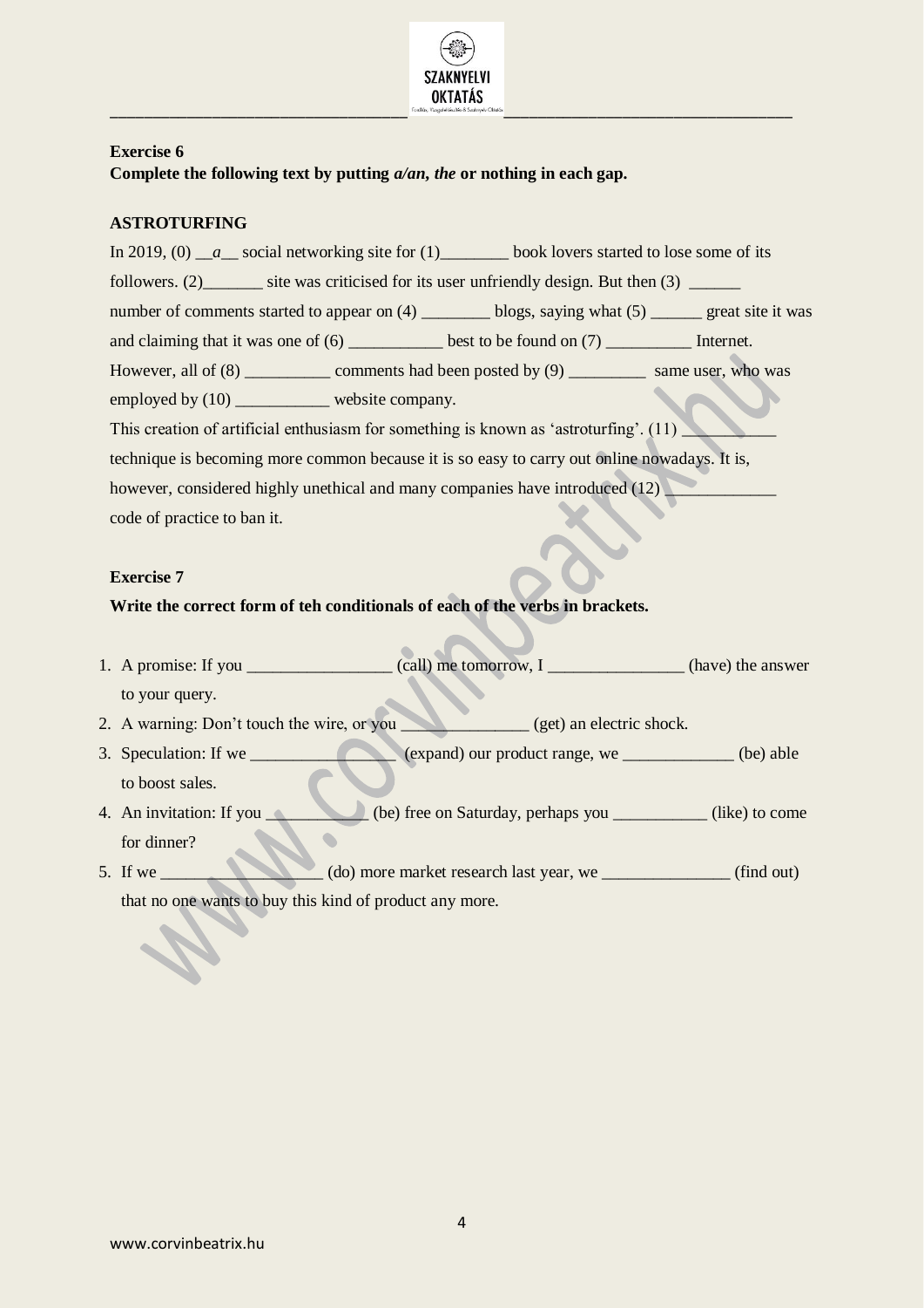**Exercise 6**

**Complete the following text by putting *a/an, the* or nothing in each gap.**

**ASTROTURFING**

In 2019, (0) __*a*__ social networking site for (1)________ book lovers started to lose some of its followers. (2)_______ site was criticised for its user unfriendly design. But then (3) ______ number of comments started to appear on (4) ________ blogs, saying what (5) ______ great site it was and claiming that it was one of (6) ___________ best to be found on (7) __________ Internet. However, all of (8) __________ comments had been posted by (9) _________ same user, who was employed by (10) ___________ website company.

This creation of artificial enthusiasm for something is known as 'astroturfing'. (11) ___________ technique is becoming more common because it is so easy to carry out online nowadays. It is, however, considered highly unethical and many companies have introduced (12) _____________ code of practice to ban it.

**Exercise 7**

**Write the correct form of teh conditionals of each of the verbs in brackets.**

1. A promise: If you _________________ (call) me tomorrow, I ________________ (have) the answer to your query.
2. A warning: Don't touch the wire, or you _______________ (get) an electric shock.
3. Speculation: If we _________________ (expand) our product range, we _____________ (be) able to boost sales.
4. An invitation: If you ____________ (be) free on Saturday, perhaps you ___________ (like) to come for dinner?
5. If we ___________________ (do) more market research last year, we _______________ (find out) that no one wants to buy this kind of product any more.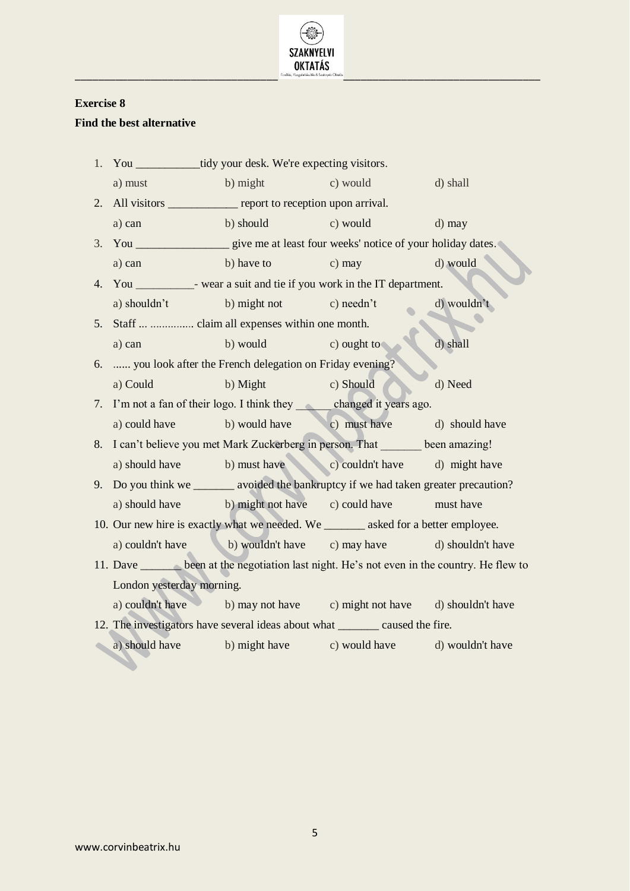**Exercise 8**

**Find the best alternative**

1. You ___________tidy your desk. We're expecting visitors.

   a) must b) might c) would d) shall

2. All visitors ____________ report to reception upon arrival.

   a) can b) should c) would d) may

3. You ________________ give me at least four weeks' notice of your holiday dates.

   a) can b) have to c) may d) would

4. You __________- wear a suit and tie if you work in the IT department.

   a) shouldn't b) might not c) needn't d) wouldn't

5. Staff ... ............... claim all expenses within one month.

   a) can b) would c) ought to d) shall

6. ...... you look after the French delegation on Friday evening?

   a) Could b) Might c) Should d) Need

7. I'm not a fan of their logo. I think they ______ changed it years ago.

   a) could have b) would have c) must have d) should have

8. I can't believe you met Mark Zuckerberg in person. That _______ been amazing!

   a) should have b) must have c) couldn't have d) might have

9. Do you think we _______ avoided the bankruptcy if we had taken greater precaution?

   a) should have b) might not have c) could have must have

10. Our new hire is exactly what we needed. We _______ asked for a better employee.

    a) couldn't have b) wouldn't have c) may have d) shouldn't have

11. Dave _______ been at the negotiation last night. He's not even in the country. He flew to London yesterday morning.

    a) couldn't have b) may not have c) might not have d) shouldn't have

12. The investigators have several ideas about what _______ caused the fire.

    a) should have b) might have c) would have d) wouldn't have